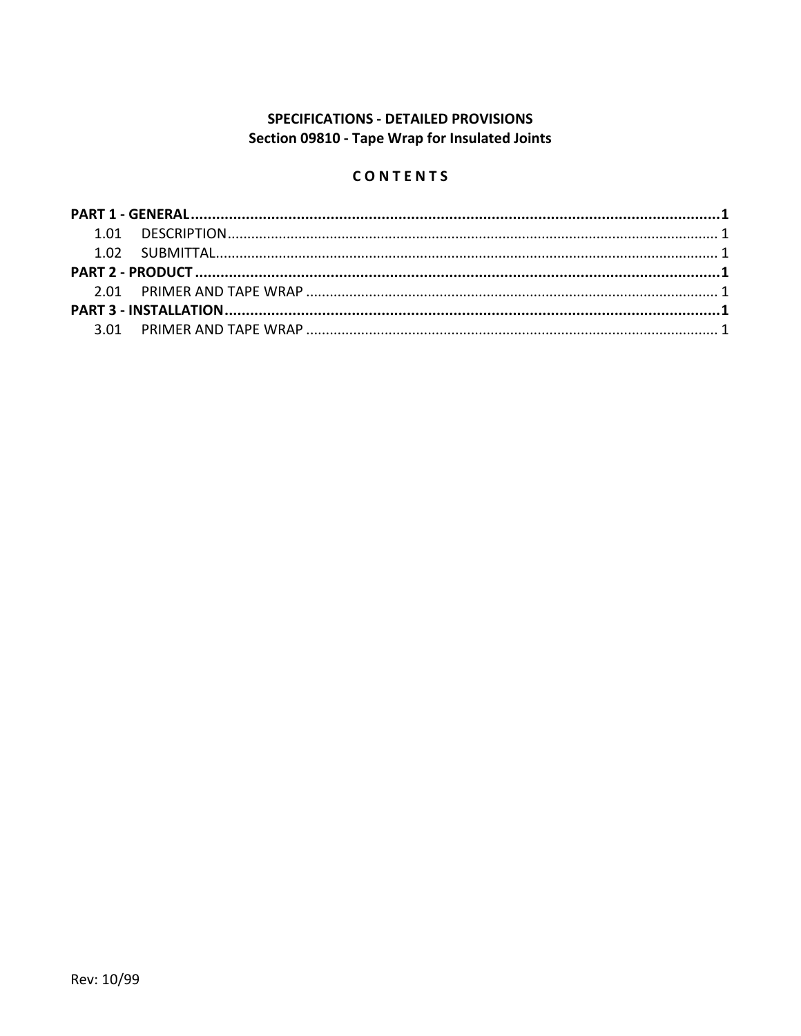**SPECIFICATIONS - DETAILED PROVISIONS**
**Section 09810 - Tape Wrap for Insulated Joints**

**C O N T E N T S**

**PART 1 - GENERAL...........................................................................................................................1**
1.01 DESCRIPTION........................................................................................................................... 1
1.02 SUBMITTAL............................................................................................................................... 1
**PART 2 - PRODUCT ...........................................................................................................................1**
2.01 PRIMER AND TAPE WRAP ........................................................................................................ 1
**PART 3 - INSTALLATION...................................................................................................................1**
3.01 PRIMER AND TAPE WRAP ........................................................................................................ 1

Rev: 10/99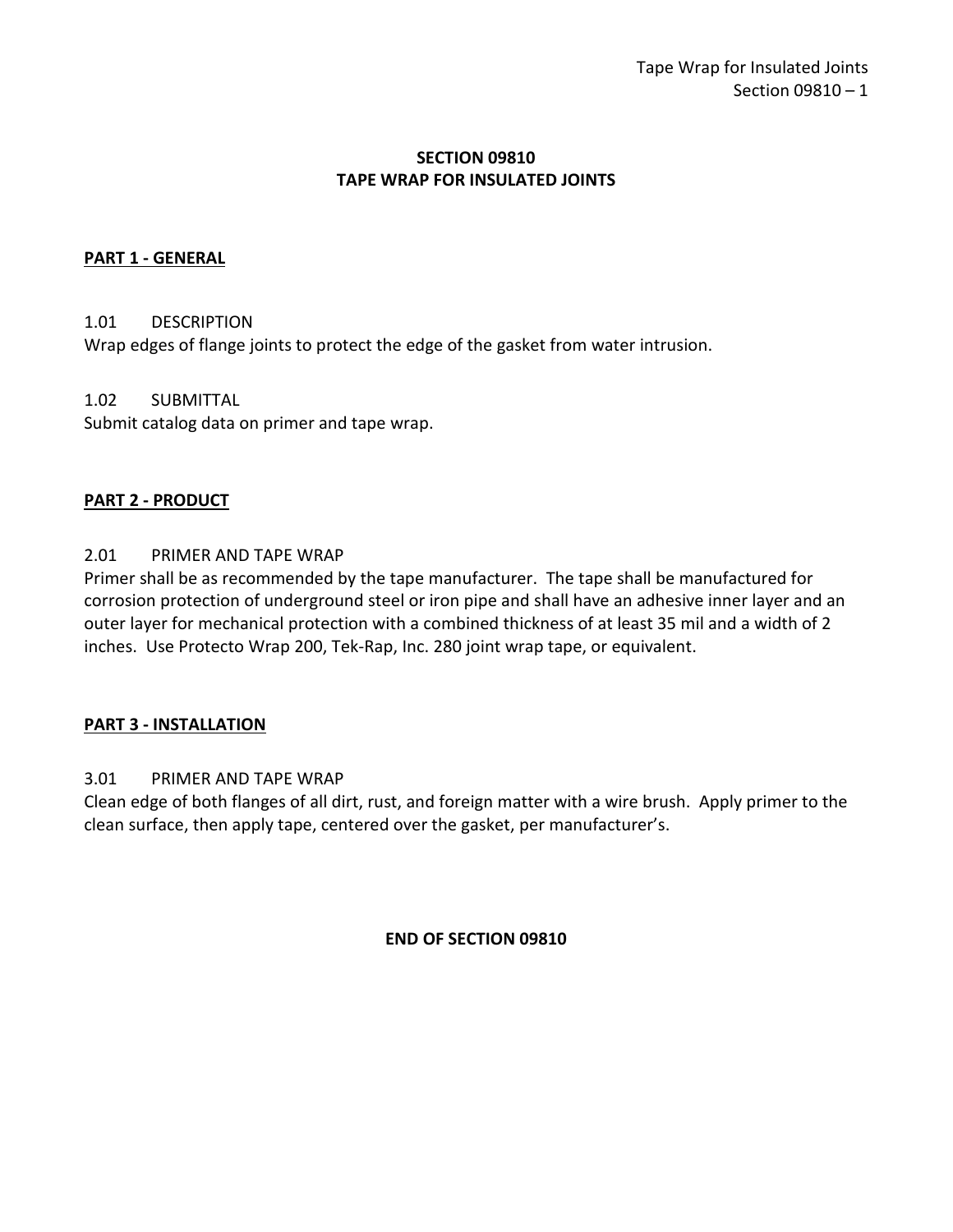# SECTION 09810
# TAPE WRAP FOR INSULATED JOINTS

## PART 1 - GENERAL

### 1.01 DESCRIPTION

Wrap edges of flange joints to protect the edge of the gasket from water intrusion.

### 1.02 SUBMITTAL

Submit catalog data on primer and tape wrap.

## PART 2 - PRODUCT

### 2.01 PRIMER AND TAPE WRAP

Primer shall be as recommended by the tape manufacturer. The tape shall be manufactured for corrosion protection of underground steel or iron pipe and shall have an adhesive inner layer and an outer layer for mechanical protection with a combined thickness of at least 35 mil and a width of 2 inches. Use Protecto Wrap 200, Tek-Rap, Inc. 280 joint wrap tape, or equivalent.

## PART 3 - INSTALLATION

### 3.01 PRIMER AND TAPE WRAP

Clean edge of both flanges of all dirt, rust, and foreign matter with a wire brush. Apply primer to the clean surface, then apply tape, centered over the gasket, per manufacturer's.

**END OF SECTION 09810**